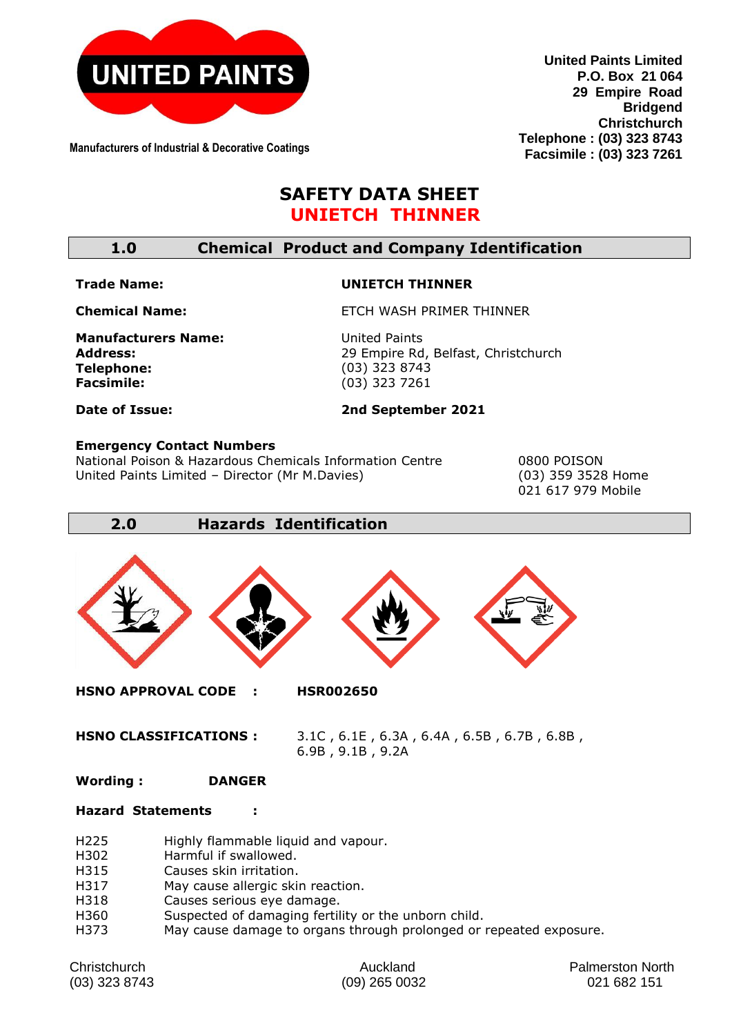UNITED PAINTS

Manufacturers of Industrial & Decorative Coatings

**United Paints Limited**
**P.O. Box 21 064**
**29 Empire Road**
**Bridgend**
**Christchurch**
**Telephone : (03) 323 8743**
**Facsimile : (03) 323 7261**

# SAFETY DATA SHEET
# UNIETCH THINNER

## 1.0 Chemical Product and Company Identification

**Trade Name:** **UNIETCH THINNER**

**Chemical Name:** ETCH WASH PRIMER THINNER

**Manufacturers Name:** United Paints
**Address:** 29 Empire Rd, Belfast, Christchurch
**Telephone:** (03) 323 8743
**Facsimile:** (03) 323 7261

**Date of Issue:** **2nd September 2021**

**Emergency Contact Numbers**

| | |
|---|---|
| National Poison & Hazardous Chemicals Information Centre | 0800 POISON |
| United Paints Limited – Director (Mr M.Davies) | (03) 359 3528 Home<br>021 617 979 Mobile |

## 2.0 Hazards Identification

**HSNO APPROVAL CODE :** **HSR002650**

**HSNO CLASSIFICATIONS :** 3.1C , 6.1E , 6.3A , 6.4A , 6.5B , 6.7B , 6.8B , 6.9B , 9.1B , 9.2A

**Wording :** **DANGER**

**Hazard Statements :**

| | |
|---|---|
| H225 | Highly flammable liquid and vapour. |
| H302 | Harmful if swallowed. |
| H315 | Causes skin irritation. |
| H317 | May cause allergic skin reaction. |
| H318 | Causes serious eye damage. |
| H360 | Suspected of damaging fertility or the unborn child. |
| H373 | May cause damage to organs through prolonged or repeated exposure. |

Christchurch (03) 323 8743 | Auckland (09) 265 0032 | Palmerston North 021 682 151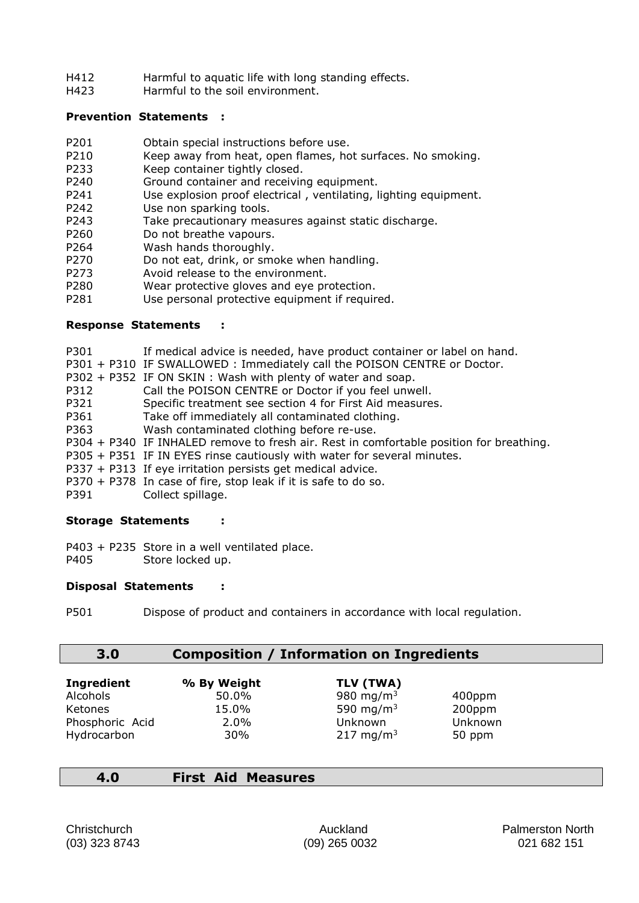H412 Harmful to aquatic life with long standing effects.
H423 Harmful to the soil environment.

**Prevention Statements :**

P201 Obtain special instructions before use.
P210 Keep away from heat, open flames, hot surfaces. No smoking.
P233 Keep container tightly closed.
P240 Ground container and receiving equipment.
P241 Use explosion proof electrical , ventilating, lighting equipment.
P242 Use non sparking tools.
P243 Take precautionary measures against static discharge.
P260 Do not breathe vapours.
P264 Wash hands thoroughly.
P270 Do not eat, drink, or smoke when handling.
P273 Avoid release to the environment.
P280 Wear protective gloves and eye protection.
P281 Use personal protective equipment if required.

**Response Statements :**

P301 If medical advice is needed, have product container or label on hand.
P301 + P310 IF SWALLOWED : Immediately call the POISON CENTRE or Doctor.
P302 + P352 IF ON SKIN : Wash with plenty of water and soap.
P312 Call the POISON CENTRE or Doctor if you feel unwell.
P321 Specific treatment see section 4 for First Aid measures.
P361 Take off immediately all contaminated clothing.
P363 Wash contaminated clothing before re-use.
P304 + P340 IF INHALED remove to fresh air. Rest in comfortable position for breathing.
P305 + P351 IF IN EYES rinse cautiously with water for several minutes.
P337 + P313 If eye irritation persists get medical advice.
P370 + P378 In case of fire, stop leak if it is safe to do so.
P391 Collect spillage.

**Storage Statements :**

P403 + P235 Store in a well ventilated place.
P405 Store locked up.

**Disposal Statements :**

P501 Dispose of product and containers in accordance with local regulation.

## 3.0 Composition / Information on Ingredients

| Ingredient | % By Weight | TLV (TWA) | |
|---|---|---|---|
| Alcohols | 50.0% | 980 mg/m$^3$ | 400ppm |
| Ketones | 15.0% | 590 mg/m$^3$ | 200ppm |
| Phosphoric Acid | 2.0% | Unknown | Unknown |
| Hydrocarbon | 30% | 217 mg/m$^3$ | 50 ppm |

## 4.0 First Aid Measures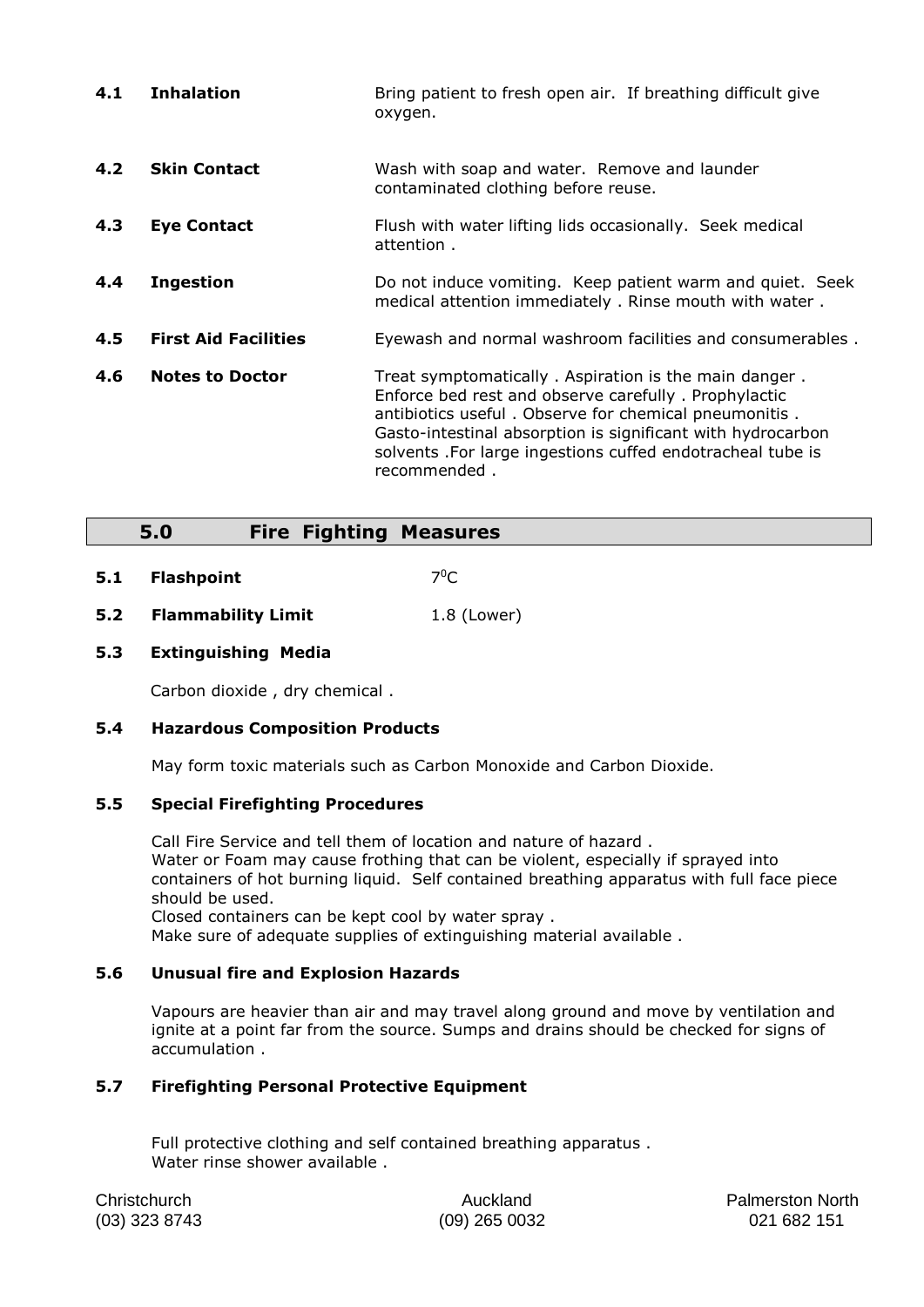**4.1 Inhalation** — Bring patient to fresh open air. If breathing difficult give oxygen.

**4.2 Skin Contact** — Wash with soap and water. Remove and launder contaminated clothing before reuse.

**4.3 Eye Contact** — Flush with water lifting lids occasionally. Seek medical attention .

**4.4 Ingestion** — Do not induce vomiting. Keep patient warm and quiet. Seek medical attention immediately . Rinse mouth with water .

**4.5 First Aid Facilities** — Eyewash and normal washroom facilities and consumerables .

**4.6 Notes to Doctor** — Treat symptomatically . Aspiration is the main danger . Enforce bed rest and observe carefully . Prophylactic antibiotics useful . Observe for chemical pneumonitis . Gasto-intestinal absorption is significant with hydrocarbon solvents .For large ingestions cuffed endotracheal tube is recommended .

## 5.0 Fire Fighting Measures

**5.1 Flashpoint** — $7^0$C

**5.2 Flammability Limit** — 1.8 (Lower)

### 5.3 Extinguishing Media

Carbon dioxide , dry chemical .

### 5.4 Hazardous Composition Products

May form toxic materials such as Carbon Monoxide and Carbon Dioxide.

### 5.5 Special Firefighting Procedures

Call Fire Service and tell them of location and nature of hazard .
Water or Foam may cause frothing that can be violent, especially if sprayed into containers of hot burning liquid. Self contained breathing apparatus with full face piece should be used.
Closed containers can be kept cool by water spray .
Make sure of adequate supplies of extinguishing material available .

### 5.6 Unusual fire and Explosion Hazards

Vapours are heavier than air and may travel along ground and move by ventilation and ignite at a point far from the source. Sumps and drains should be checked for signs of accumulation .

### 5.7 Firefighting Personal Protective Equipment

Full protective clothing and self contained breathing apparatus .
Water rinse shower available .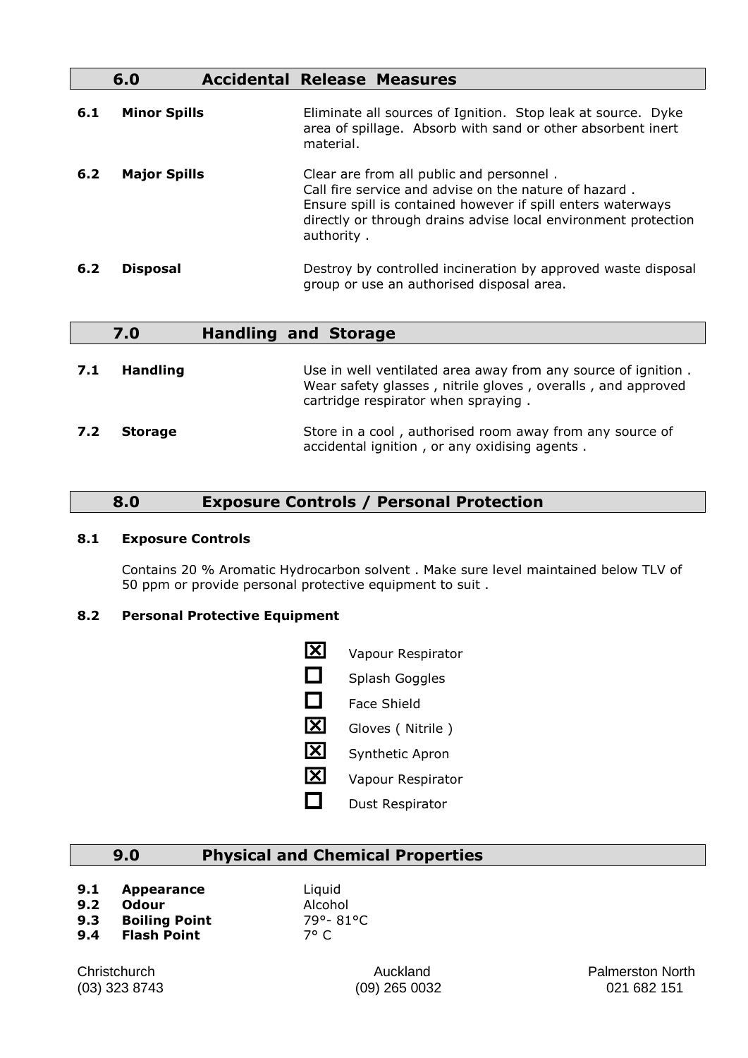## 6.0 Accidental Release Measures

**6.1 Minor Spills**

Eliminate all sources of Ignition. Stop leak at source. Dyke area of spillage. Absorb with sand or other absorbent inert material.

**6.2 Major Spills**

Clear are from all public and personnel .
Call fire service and advise on the nature of hazard .
Ensure spill is contained however if spill enters waterways directly or through drains advise local environment protection authority .

**6.2 Disposal**

Destroy by controlled incineration by approved waste disposal group or use an authorised disposal area.

## 7.0 Handling and Storage

**7.1 Handling**

Use in well ventilated area away from any source of ignition . Wear safety glasses , nitrile gloves , overalls , and approved cartridge respirator when spraying .

**7.2 Storage**

Store in a cool , authorised room away from any source of accidental ignition , or any oxidising agents .

## 8.0 Exposure Controls / Personal Protection

**8.1 Exposure Controls**

Contains 20 % Aromatic Hydrocarbon solvent . Make sure level maintained below TLV of 50 ppm or provide personal protective equipment to suit .

**8.2 Personal Protective Equipment**

- ☒ Vapour Respirator
- ☐ Splash Goggles
- ☐ Face Shield
- ☒ Gloves ( Nitrile )
- ☒ Synthetic Apron
- ☒ Vapour Respirator
- ☐ Dust Respirator

## 9.0 Physical and Chemical Properties

**9.1 Appearance** Liquid
**9.2 Odour** Alcohol
**9.3 Boiling Point** 79°- 81°C
**9.4 Flash Point** 7° C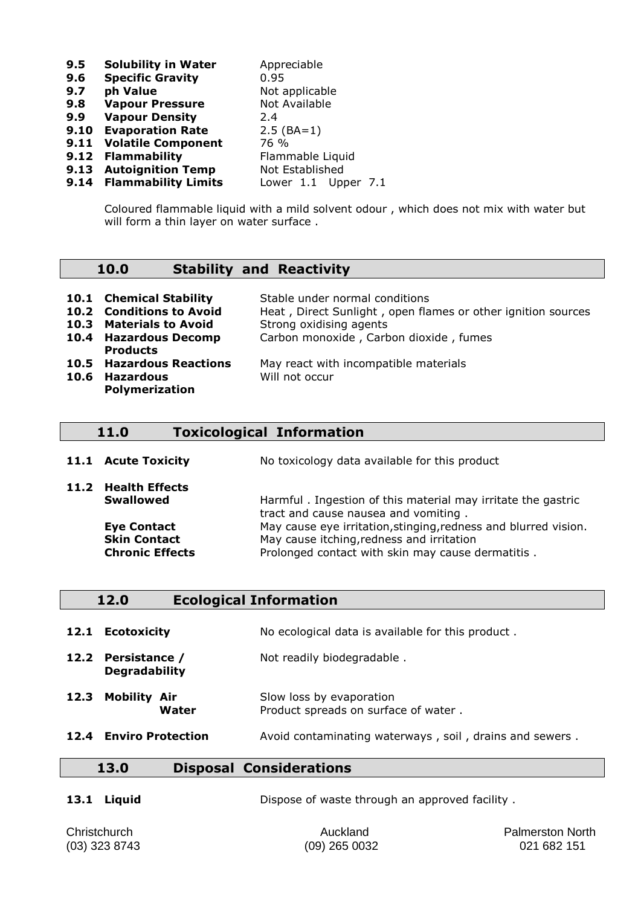| | | |
|---|---|---|
| **9.5** | **Solubility in Water** | Appreciable |
| **9.6** | **Specific Gravity** | 0.95 |
| **9.7** | **ph Value** | Not applicable |
| **9.8** | **Vapour Pressure** | Not Available |
| **9.9** | **Vapour Density** | 2.4 |
| **9.10** | **Evaporation Rate** | 2.5 (BA=1) |
| **9.11** | **Volatile Component** | 76 % |
| **9.12** | **Flammability** | Flammable Liquid |
| **9.13** | **Autoignition Temp** | Not Established |
| **9.14** | **Flammability Limits** | Lower 1.1 Upper 7.1 |

Coloured flammable liquid with a mild solvent odour , which does not mix with water but will form a thin layer on water surface .

## 10.0 Stability and Reactivity

| | | |
|---|---|---|
| **10.1** | **Chemical Stability** | Stable under normal conditions |
| **10.2** | **Conditions to Avoid** | Heat , Direct Sunlight , open flames or other ignition sources |
| **10.3** | **Materials to Avoid** | Strong oxidising agents |
| **10.4** | **Hazardous Decomp Products** | Carbon monoxide , Carbon dioxide , fumes |
| **10.5** | **Hazardous Reactions** | May react with incompatible materials |
| **10.6** | **Hazardous Polymerization** | Will not occur |

## 11.0 Toxicological Information

**11.1 Acute Toxicity** — No toxicology data available for this product

**11.2 Health Effects**

| | |
|---|---|
| **Swallowed** | Harmful . Ingestion of this material may irritate the gastric tract and cause nausea and vomiting . |
| **Eye Contact** | May cause eye irritation,stinging,redness and blurred vision. |
| **Skin Contact** | May cause itching,redness and irritation |
| **Chronic Effects** | Prolonged contact with skin may cause dermatitis . |

## 12.0 Ecological Information

| | | |
|---|---|---|
| **12.1** | **Ecotoxicity** | No ecological data is available for this product . |
| **12.2** | **Persistance / Degradability** | Not readily biodegradable . |
| **12.3** | **Mobility Air** | Slow loss by evaporation |
| | **Water** | Product spreads on surface of water . |
| **12.4** | **Enviro Protection** | Avoid contaminating waterways , soil , drains and sewers . |

## 13.0 Disposal Considerations

**13.1 Liquid** — Dispose of waste through an approved facility .

Christchurch (03) 323 8743 | Auckland (09) 265 0032 | Palmerston North 021 682 151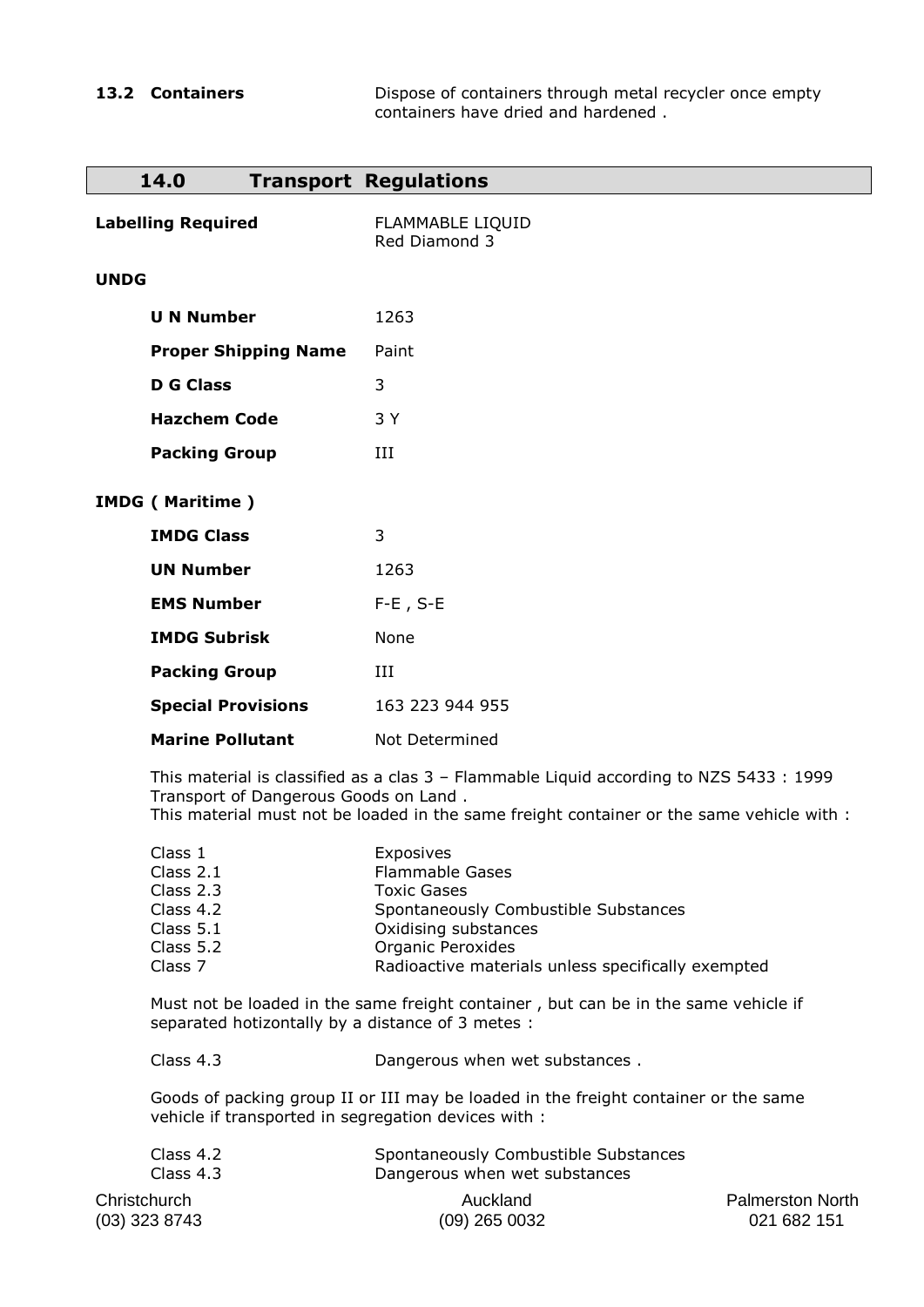**13.2 Containers** Dispose of containers through metal recycler once empty containers have dried and hardened .

## 14.0 Transport Regulations

**Labelling Required** FLAMMABLE LIQUID
Red Diamond 3

**UNDG**

| | |
|---|---|
| **U N Number** | 1263 |
| **Proper Shipping Name** | Paint |
| **D G Class** | 3 |
| **Hazchem Code** | 3 Y |
| **Packing Group** | III |

**IMDG ( Maritime )**

| | |
|---|---|
| **IMDG Class** | 3 |
| **UN Number** | 1263 |
| **EMS Number** | F-E , S-E |
| **IMDG Subrisk** | None |
| **Packing Group** | III |
| **Special Provisions** | 163 223 944 955 |
| **Marine Pollutant** | Not Determined |

This material is classified as a clas 3 – Flammable Liquid according to NZS 5433 : 1999 Transport of Dangerous Goods on Land .
This material must not be loaded in the same freight container or the same vehicle with :

| | |
|---|---|
| Class 1 | Exposives |
| Class 2.1 | Flammable Gases |
| Class 2.3 | Toxic Gases |
| Class 4.2 | Spontaneously Combustible Substances |
| Class 5.1 | Oxidising substances |
| Class 5.2 | Organic Peroxides |
| Class 7 | Radioactive materials unless specifically exempted |

Must not be loaded in the same freight container , but can be in the same vehicle if separated hotizontally by a distance of 3 metes :

| | |
|---|---|
| Class 4.3 | Dangerous when wet substances . |

Goods of packing group II or III may be loaded in the freight container or the same vehicle if transported in segregation devices with :

| | |
|---|---|
| Class 4.2 | Spontaneously Combustible Substances |
| Class 4.3 | Dangerous when wet substances |

Christchurch (03) 323 8743 Auckland (09) 265 0032 Palmerston North 021 682 151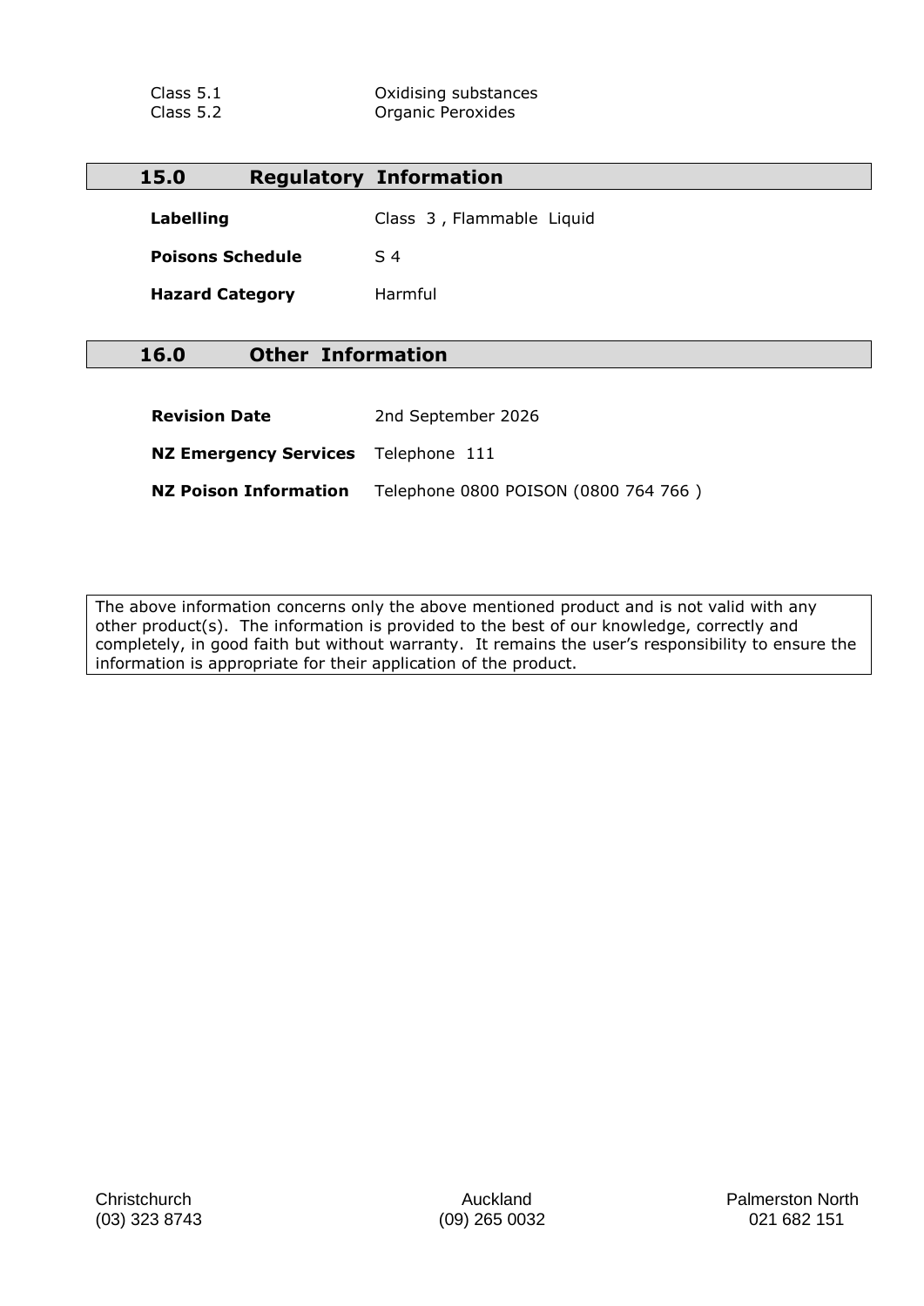| | |
|---|---|
| Class 5.1 | Oxidising substances |
| Class 5.2 | Organic Peroxides |

## 15.0 Regulatory Information

| | |
|---|---|
| **Labelling** | Class 3 , Flammable Liquid |
| **Poisons Schedule** | S 4 |
| **Hazard Category** | Harmful |

## 16.0 Other Information

| | |
|---|---|
| **Revision Date** | 2nd September 2026 |
| **NZ Emergency Services** | Telephone 111 |
| **NZ Poison Information** | Telephone 0800 POISON (0800 764 766 ) |

The above information concerns only the above mentioned product and is not valid with any other product(s). The information is provided to the best of our knowledge, correctly and completely, in good faith but without warranty. It remains the user's responsibility to ensure the information is appropriate for their application of the product.

| Christchurch | Auckland | Palmerston North |
|---|---|---|
| (03) 323 8743 | (09) 265 0032 | 021 682 151 |